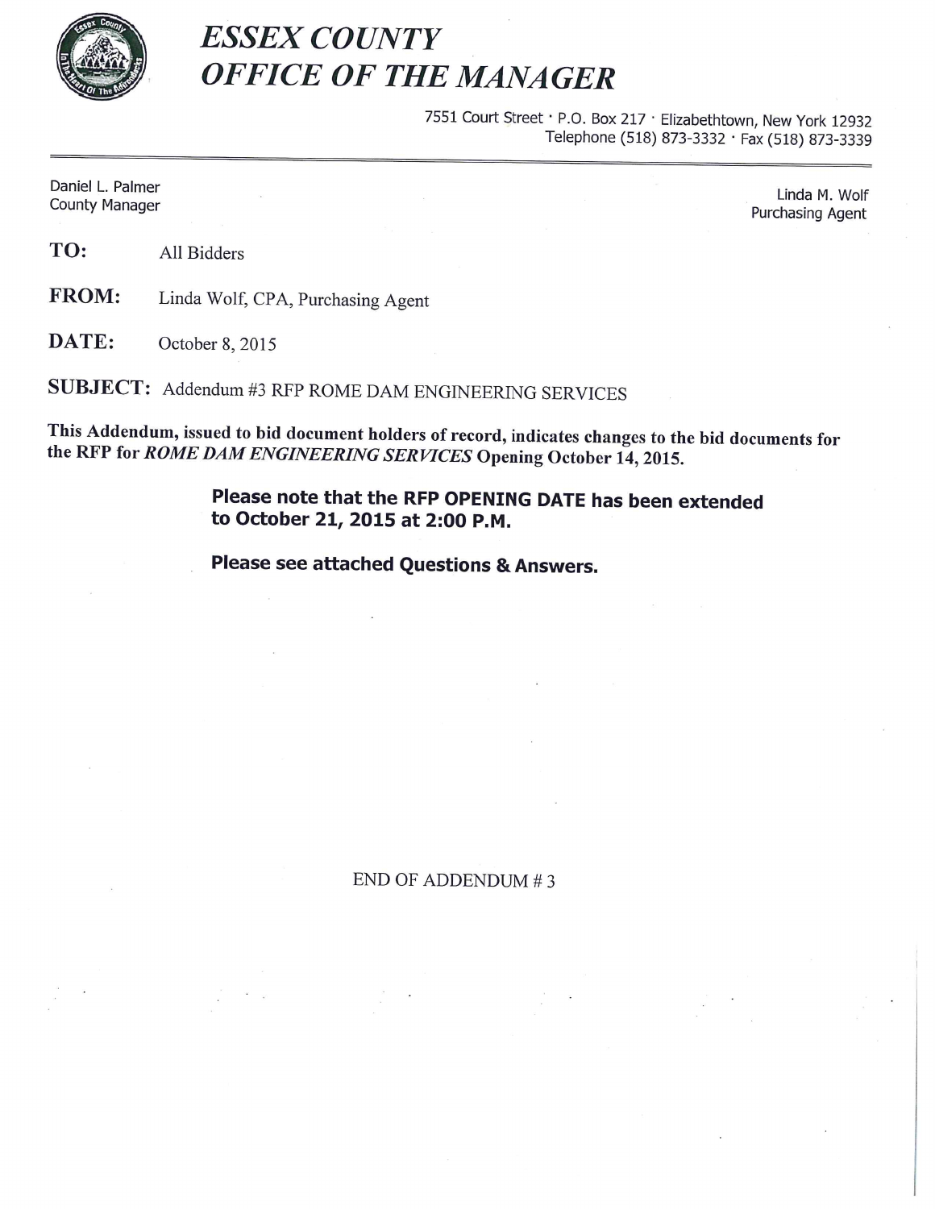# *ESSEX COUNTY*
# *OFFICE OF THE MANAGER*

7551 Court Street · P.O. Box 217 · Elizabethtown, New York 12932
Telephone (518) 873-3332 · Fax (518) 873-3339

---

Daniel L. Palmer
County Manager

Linda M. Wolf
Purchasing Agent

**TO:** All Bidders

**FROM:** Linda Wolf, CPA, Purchasing Agent

**DATE:** October 8, 2015

**SUBJECT:** Addendum #3 RFP ROME DAM ENGINEERING SERVICES

**This Addendum, issued to bid document holders of record, indicates changes to the bid documents for the RFP for *ROME DAM ENGINEERING SERVICES* Opening October 14, 2015.**

**Please note that the RFP OPENING DATE has been extended to October 21, 2015 at 2:00 P.M.**

**Please see attached Questions & Answers.**

END OF ADDENDUM # 3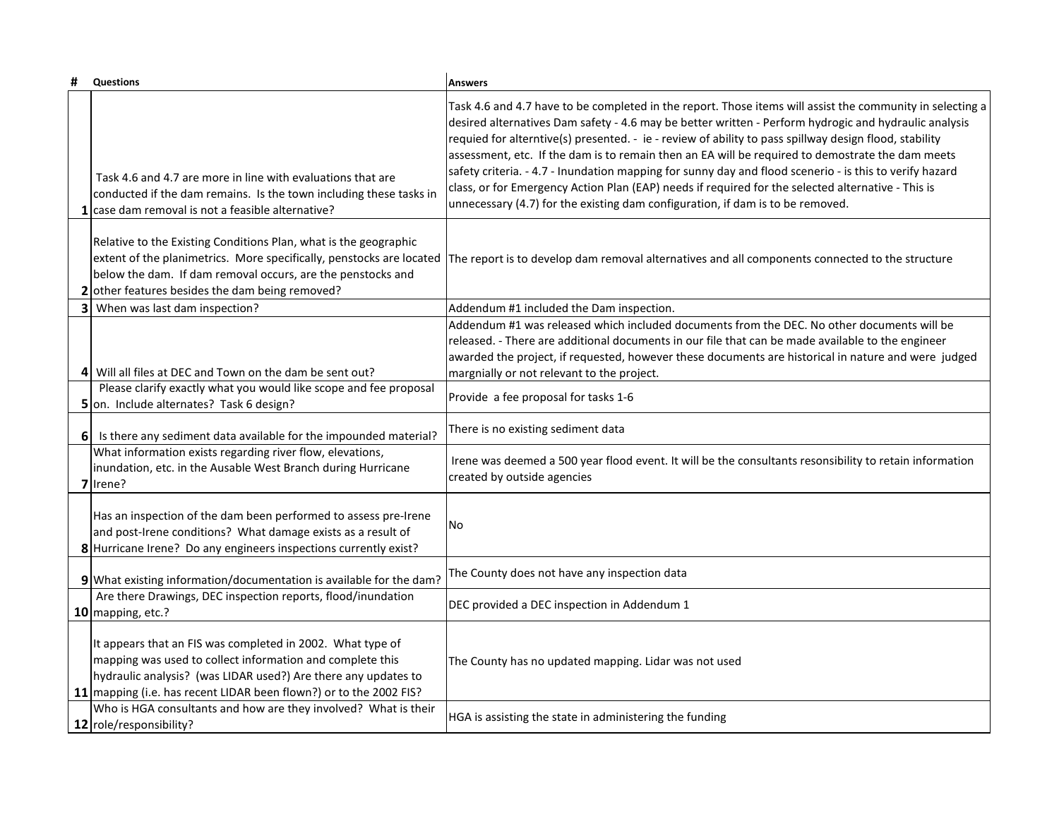| # | Questions | Answers |
|---|---|---|
| 1 | Task 4.6 and 4.7 are more in line with evaluations that are conducted if the dam remains. Is the town including these tasks in case dam removal is not a feasible alternative? | Task 4.6 and 4.7 have to be completed in the report. Those items will assist the community in selecting a desired alternatives Dam safety - 4.6 may be better written - Perform hydrogic and hydraulic analysis requied for alterntive(s) presented. - ie - review of ability to pass spillway design flood, stability assessment, etc. If the dam is to remain then an EA will be required to demostrate the dam meets safety criteria. - 4.7 - Inundation mapping for sunny day and flood scenerio - is this to verify hazard class, or for Emergency Action Plan (EAP) needs if required for the selected alternative - This is unnecessary (4.7) for the existing dam configuration, if dam is to be removed. |
| 2 | Relative to the Existing Conditions Plan, what is the geographic extent of the planimetrics. More specifically, penstocks are located below the dam. If dam removal occurs, are the penstocks and other features besides the dam being removed? | The report is to develop dam removal alternatives and all components connected to the structure |
| 3 | When was last dam inspection? | Addendum #1 included the Dam inspection. |
| 4 | Will all files at DEC and Town on the dam be sent out? | Addendum #1 was released which included documents from the DEC. No other documents will be released. - There are additional documents in our file that can be made available to the engineer awarded the project, if requested, however these documents are historical in nature and were judged margnially or not relevant to the project. |
| 5 | Please clarify exactly what you would like scope and fee proposal on. Include alternates? Task 6 design? | Provide a fee proposal for tasks 1-6 |
| 6 | Is there any sediment data available for the impounded material? | There is no existing sediment data |
| 7 | What information exists regarding river flow, elevations, inundation, etc. in the Ausable West Branch during Hurricane Irene? | Irene was deemed a 500 year flood event. It will be the consultants resonsibility to retain information created by outside agencies |
| 8 | Has an inspection of the dam been performed to assess pre-Irene and post-Irene conditions? What damage exists as a result of Hurricane Irene? Do any engineers inspections currently exist? | No |
| 9 | What existing information/documentation is available for the dam? | The County does not have any inspection data |
| 10 | Are there Drawings, DEC inspection reports, flood/inundation mapping, etc.? | DEC provided a DEC inspection in Addendum 1 |
| 11 | It appears that an FIS was completed in 2002. What type of mapping was used to collect information and complete this hydraulic analysis? (was LIDAR used?) Are there any updates to mapping (i.e. has recent LIDAR been flown?) or to the 2002 FIS? | The County has no updated mapping. Lidar was not used |
| 12 | Who is HGA consultants and how are they involved? What is their role/responsibility? | HGA is assisting the state in administering the funding |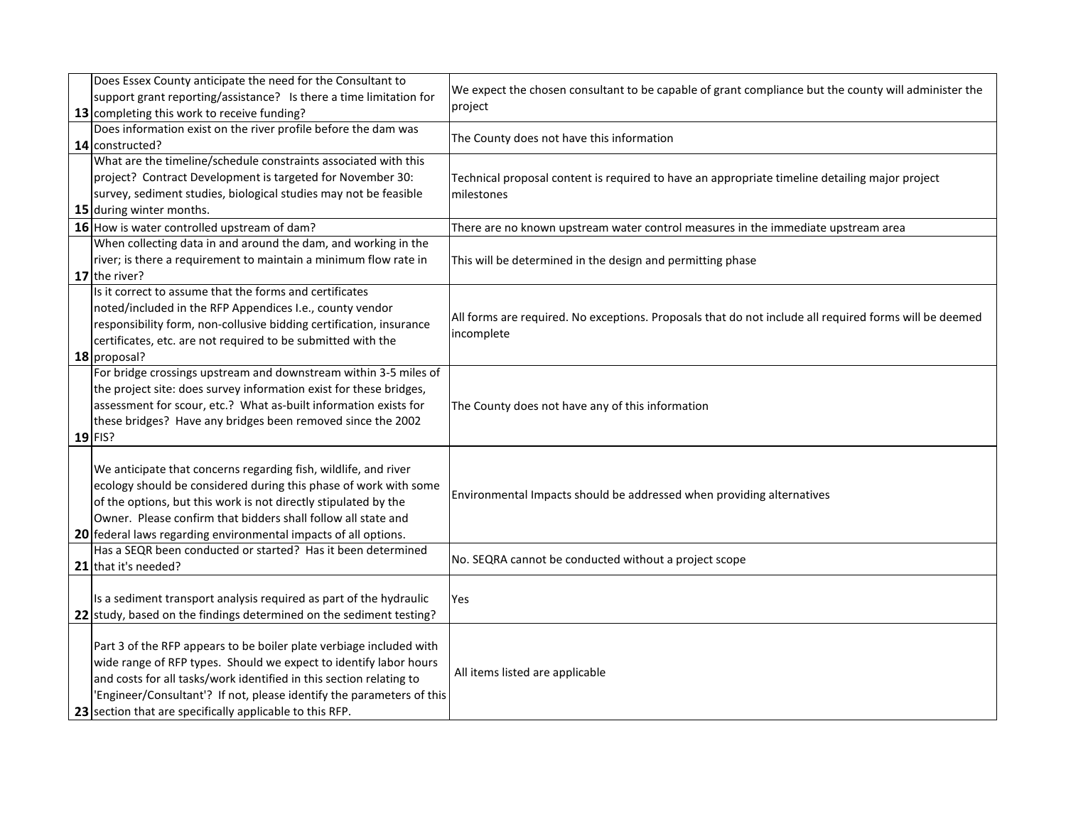| | | |
|---|---|---|
| 13 | Does Essex County anticipate the need for the Consultant to support grant reporting/assistance? Is there a time limitation for completing this work to receive funding? | We expect the chosen consultant to be capable of grant compliance but the county will administer the project |
| 14 | Does information exist on the river profile before the dam was constructed? | The County does not have this information |
| 15 | What are the timeline/schedule constraints associated with this project? Contract Development is targeted for November 30: survey, sediment studies, biological studies may not be feasible during winter months. | Technical proposal content is required to have an appropriate timeline detailing major project milestones |
| 16 | How is water controlled upstream of dam? | There are no known upstream water control measures in the immediate upstream area |
| 17 | When collecting data in and around the dam, and working in the river; is there a requirement to maintain a minimum flow rate in the river? | This will be determined in the design and permitting phase |
| 18 | Is it correct to assume that the forms and certificates noted/included in the RFP Appendices I.e., county vendor responsibility form, non-collusive bidding certification, insurance certificates, etc. are not required to be submitted with the proposal? | All forms are required. No exceptions. Proposals that do not include all required forms will be deemed incomplete |
| 19 | For bridge crossings upstream and downstream within 3-5 miles of the project site: does survey information exist for these bridges, assessment for scour, etc.? What as-built information exists for these bridges? Have any bridges been removed since the 2002 FIS? | The County does not have any of this information |
| 20 | We anticipate that concerns regarding fish, wildlife, and river ecology should be considered during this phase of work with some of the options, but this work is not directly stipulated by the Owner. Please confirm that bidders shall follow all state and federal laws regarding environmental impacts of all options. | Environmental Impacts should be addressed when providing alternatives |
| 21 | Has a SEQR been conducted or started? Has it been determined that it's needed? | No. SEQRA cannot be conducted without a project scope |
| 22 | Is a sediment transport analysis required as part of the hydraulic study, based on the findings determined on the sediment testing? | Yes |
| 23 | Part 3 of the RFP appears to be boiler plate verbiage included with wide range of RFP types. Should we expect to identify labor hours and costs for all tasks/work identified in this section relating to 'Engineer/Consultant'? If not, please identify the parameters of this section that are specifically applicable to this RFP. | All items listed are applicable |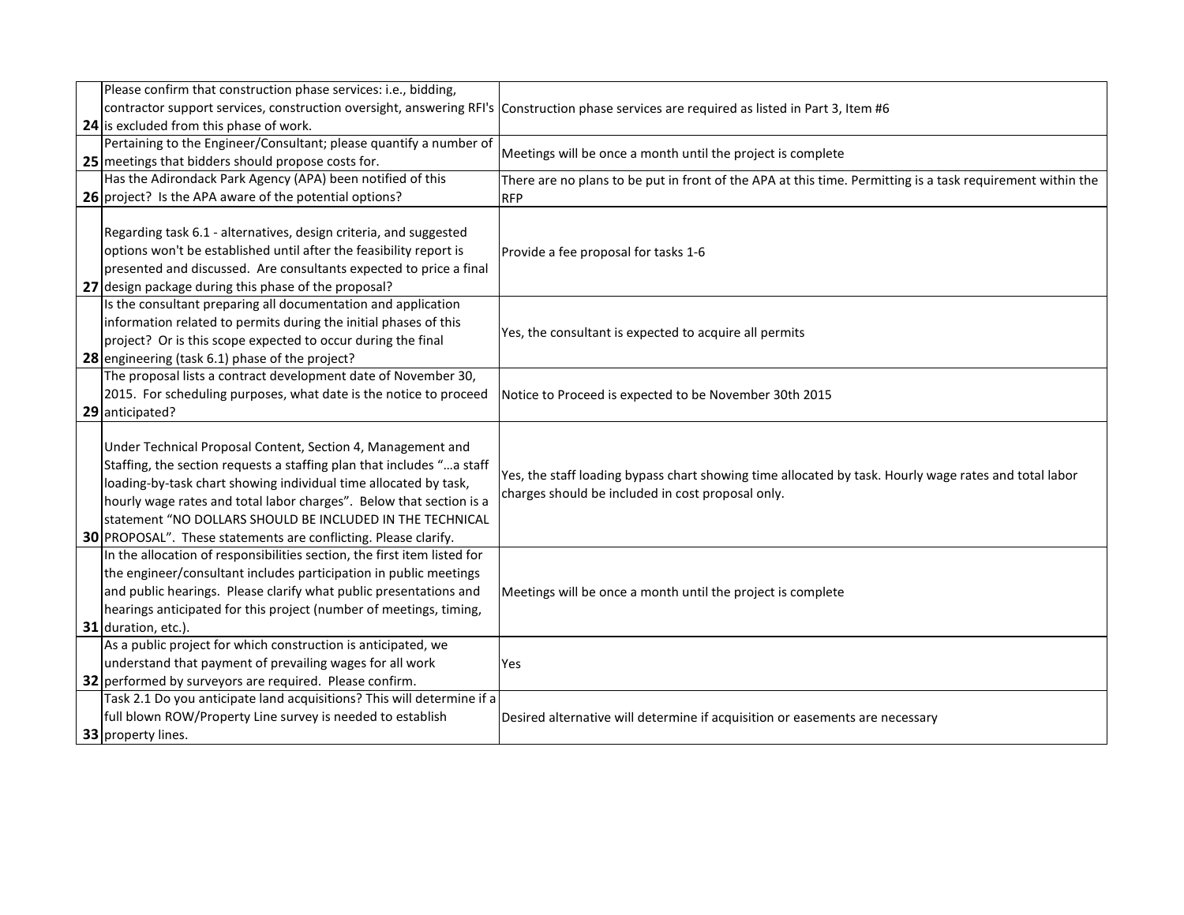| | | |
|---|---|---|
| 24 | Please confirm that construction phase services: i.e., bidding, contractor support services, construction oversight, answering RFI's is excluded from this phase of work. | Construction phase services are required as listed in Part 3, Item #6 |
| 25 | Pertaining to the Engineer/Consultant; please quantify a number of meetings that bidders should propose costs for. | Meetings will be once a month until the project is complete |
| 26 | Has the Adirondack Park Agency (APA) been notified of this project? Is the APA aware of the potential options? | There are no plans to be put in front of the APA at this time. Permitting is a task requirement within the RFP |
| 27 | Regarding task 6.1 - alternatives, design criteria, and suggested options won't be established until after the feasibility report is presented and discussed. Are consultants expected to price a final design package during this phase of the proposal? | Provide a fee proposal for tasks 1-6 |
| 28 | Is the consultant preparing all documentation and application information related to permits during the initial phases of this project? Or is this scope expected to occur during the final engineering (task 6.1) phase of the project? | Yes, the consultant is expected to acquire all permits |
| 29 | The proposal lists a contract development date of November 30, 2015. For scheduling purposes, what date is the notice to proceed anticipated? | Notice to Proceed is expected to be November 30th 2015 |
| 30 | Under Technical Proposal Content, Section 4, Management and Staffing, the section requests a staffing plan that includes "…a staff loading-by-task chart showing individual time allocated by task, hourly wage rates and total labor charges". Below that section is a statement "NO DOLLARS SHOULD BE INCLUDED IN THE TECHNICAL PROPOSAL". These statements are conflicting. Please clarify. | Yes, the staff loading bypass chart showing time allocated by task. Hourly wage rates and total labor charges should be included in cost proposal only. |
| 31 | In the allocation of responsibilities section, the first item listed for the engineer/consultant includes participation in public meetings and public hearings. Please clarify what public presentations and hearings anticipated for this project (number of meetings, timing, duration, etc.). | Meetings will be once a month until the project is complete |
| 32 | As a public project for which construction is anticipated, we understand that payment of prevailing wages for all work performed by surveyors are required. Please confirm. | Yes |
| 33 | Task 2.1 Do you anticipate land acquisitions? This will determine if a full blown ROW/Property Line survey is needed to establish property lines. | Desired alternative will determine if acquisition or easements are necessary |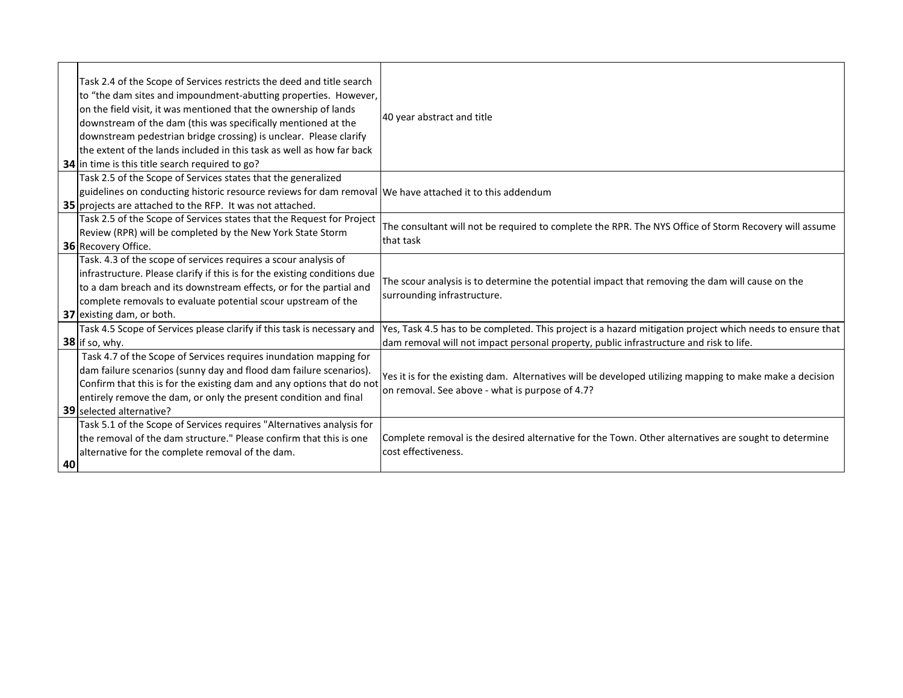| | | |
|---|---|---|
| 34 | Task 2.4 of the Scope of Services restricts the deed and title search to "the dam sites and impoundment-abutting properties. However, on the field visit, it was mentioned that the ownership of lands downstream of the dam (this was specifically mentioned at the downstream pedestrian bridge crossing) is unclear. Please clarify the extent of the lands included in this task as well as how far back in time is this title search required to go? | 40 year abstract and title |
| 35 | Task 2.5 of the Scope of Services states that the generalized guidelines on conducting historic resource reviews for dam removal projects are attached to the RFP. It was not attached. | We have attached it to this addendum |
| 36 | Task 2.5 of the Scope of Services states that the Request for Project Review (RPR) will be completed by the New York State Storm Recovery Office. | The consultant will not be required to complete the RPR. The NYS Office of Storm Recovery will assume that task |
| 37 | Task. 4.3 of the scope of services requires a scour analysis of infrastructure. Please clarify if this is for the existing conditions due to a dam breach and its downstream effects, or for the partial and complete removals to evaluate potential scour upstream of the existing dam, or both. | The scour analysis is to determine the potential impact that removing the dam will cause on the surrounding infrastructure. |
| 38 | Task 4.5 Scope of Services please clarify if this task is necessary and if so, why. | Yes, Task 4.5 has to be completed. This project is a hazard mitigation project which needs to ensure that dam removal will not impact personal property, public infrastructure and risk to life. |
| 39 | Task 4.7 of the Scope of Services requires inundation mapping for dam failure scenarios (sunny day and flood dam failure scenarios). Confirm that this is for the existing dam and any options that do not entirely remove the dam, or only the present condition and final selected alternative? | Yes it is for the existing dam. Alternatives will be developed utilizing mapping to make make a decision on removal. See above - what is purpose of 4.7? |
| 40 | Task 5.1 of the Scope of Services requires "Alternatives analysis for the removal of the dam structure." Please confirm that this is one alternative for the complete removal of the dam. | Complete removal is the desired alternative for the Town. Other alternatives are sought to determine cost effectiveness. |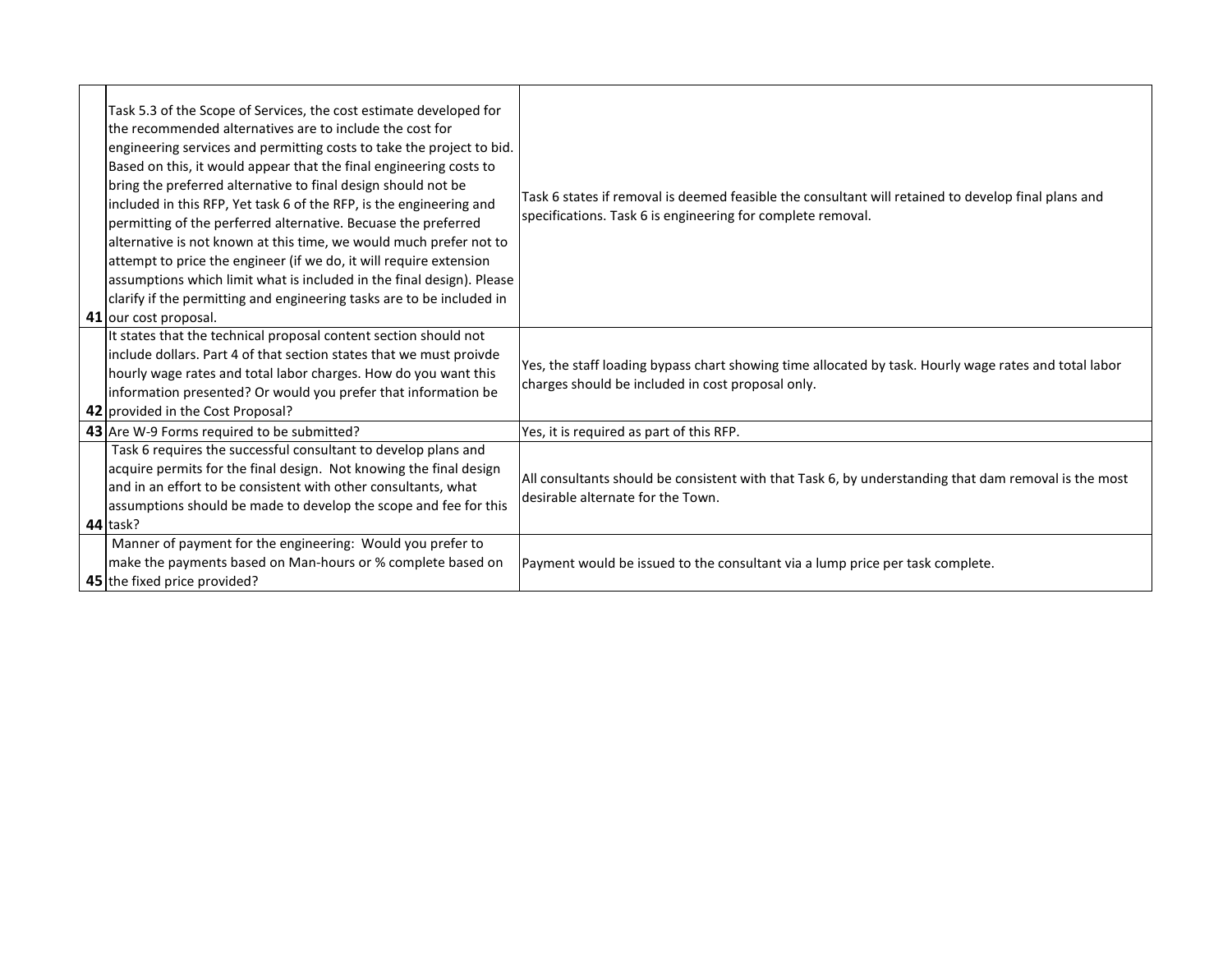| | | |
|---|---|---|
| **41** | Task 5.3 of the Scope of Services, the cost estimate developed for the recommended alternatives are to include the cost for engineering services and permitting costs to take the project to bid. Based on this, it would appear that the final engineering costs to bring the preferred alternative to final design should not be included in this RFP, Yet task 6 of the RFP, is the engineering and permitting of the perferred alternative. Becuase the preferred alternative is not known at this time, we would much prefer not to attempt to price the engineer (if we do, it will require extension assumptions which limit what is included in the final design). Please clarify if the permitting and engineering tasks are to be included in our cost proposal. | Task 6 states if removal is deemed feasible the consultant will retained to develop final plans and specifications. Task 6 is engineering for complete removal. |
| **42** | It states that the technical proposal content section should not include dollars. Part 4 of that section states that we must proivde hourly wage rates and total labor charges. How do you want this information presented? Or would you prefer that information be provided in the Cost Proposal? | Yes, the staff loading bypass chart showing time allocated by task. Hourly wage rates and total labor charges should be included in cost proposal only. |
| **43** | Are W-9 Forms required to be submitted? | Yes, it is required as part of this RFP. |
| **44** | Task 6 requires the successful consultant to develop plans and acquire permits for the final design. Not knowing the final design and in an effort to be consistent with other consultants, what assumptions should be made to develop the scope and fee for this task? | All consultants should be consistent with that Task 6, by understanding that dam removal is the most desirable alternate for the Town. |
| **45** | Manner of payment for the engineering: Would you prefer to make the payments based on Man-hours or % complete based on the fixed price provided? | Payment would be issued to the consultant via a lump price per task complete. |